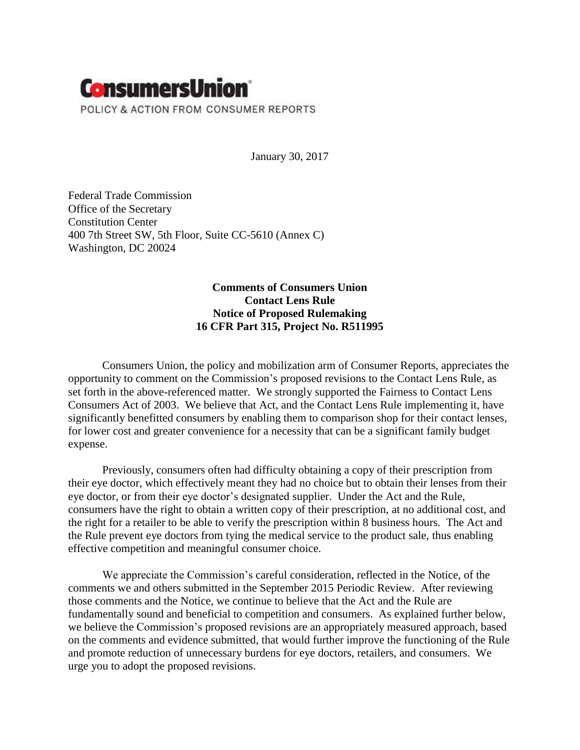**ConsumersUnion**

POLICY & ACTION FROM CONSUMER REPORTS

January 30, 2017

Federal Trade Commission
Office of the Secretary
Constitution Center
400 7th Street SW, 5th Floor, Suite CC-5610 (Annex C)
Washington, DC 20024

**Comments of Consumers Union**
**Contact Lens Rule**
**Notice of Proposed Rulemaking**
**16 CFR Part 315, Project No. R511995**

Consumers Union, the policy and mobilization arm of Consumer Reports, appreciates the opportunity to comment on the Commission's proposed revisions to the Contact Lens Rule, as set forth in the above-referenced matter. We strongly supported the Fairness to Contact Lens Consumers Act of 2003. We believe that Act, and the Contact Lens Rule implementing it, have significantly benefitted consumers by enabling them to comparison shop for their contact lenses, for lower cost and greater convenience for a necessity that can be a significant family budget expense.

Previously, consumers often had difficulty obtaining a copy of their prescription from their eye doctor, which effectively meant they had no choice but to obtain their lenses from their eye doctor, or from their eye doctor's designated supplier. Under the Act and the Rule, consumers have the right to obtain a written copy of their prescription, at no additional cost, and the right for a retailer to be able to verify the prescription within 8 business hours. The Act and the Rule prevent eye doctors from tying the medical service to the product sale, thus enabling effective competition and meaningful consumer choice.

We appreciate the Commission's careful consideration, reflected in the Notice, of the comments we and others submitted in the September 2015 Periodic Review. After reviewing those comments and the Notice, we continue to believe that the Act and the Rule are fundamentally sound and beneficial to competition and consumers. As explained further below, we believe the Commission's proposed revisions are an appropriately measured approach, based on the comments and evidence submitted, that would further improve the functioning of the Rule and promote reduction of unnecessary burdens for eye doctors, retailers, and consumers. We urge you to adopt the proposed revisions.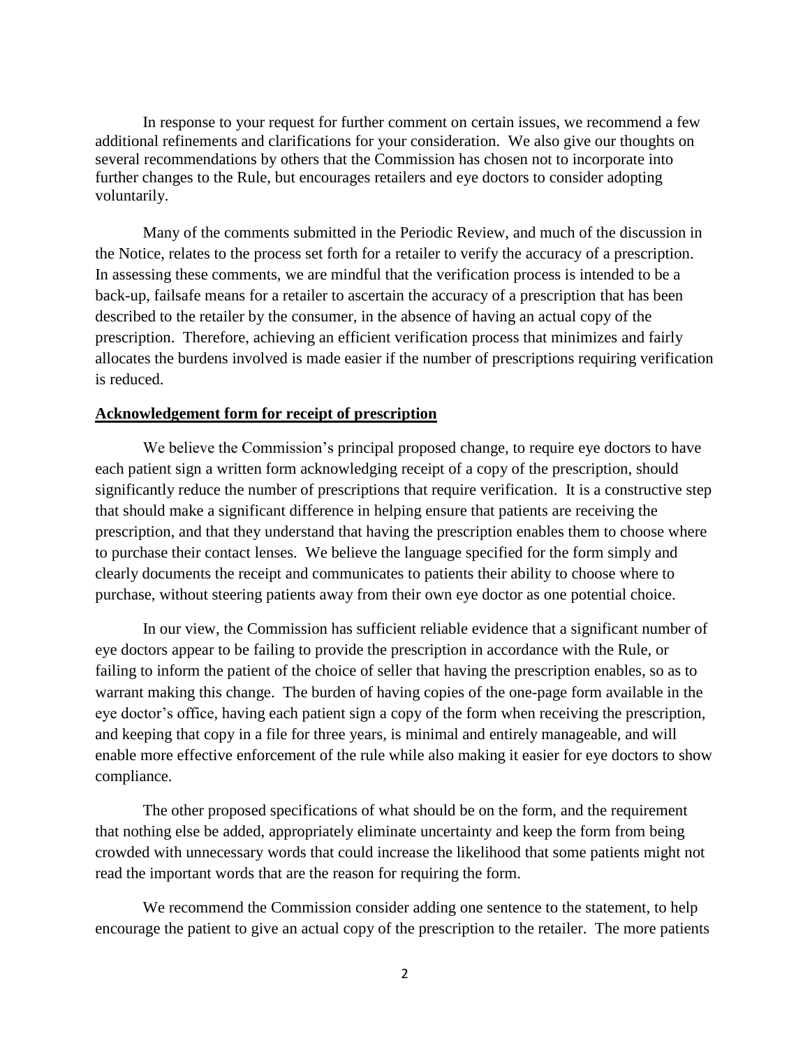In response to your request for further comment on certain issues, we recommend a few additional refinements and clarifications for your consideration. We also give our thoughts on several recommendations by others that the Commission has chosen not to incorporate into further changes to the Rule, but encourages retailers and eye doctors to consider adopting voluntarily.

Many of the comments submitted in the Periodic Review, and much of the discussion in the Notice, relates to the process set forth for a retailer to verify the accuracy of a prescription. In assessing these comments, we are mindful that the verification process is intended to be a back-up, failsafe means for a retailer to ascertain the accuracy of a prescription that has been described to the retailer by the consumer, in the absence of having an actual copy of the prescription. Therefore, achieving an efficient verification process that minimizes and fairly allocates the burdens involved is made easier if the number of prescriptions requiring verification is reduced.

## **Acknowledgement form for receipt of prescription**

We believe the Commission's principal proposed change, to require eye doctors to have each patient sign a written form acknowledging receipt of a copy of the prescription, should significantly reduce the number of prescriptions that require verification. It is a constructive step that should make a significant difference in helping ensure that patients are receiving the prescription, and that they understand that having the prescription enables them to choose where to purchase their contact lenses. We believe the language specified for the form simply and clearly documents the receipt and communicates to patients their ability to choose where to purchase, without steering patients away from their own eye doctor as one potential choice.

In our view, the Commission has sufficient reliable evidence that a significant number of eye doctors appear to be failing to provide the prescription in accordance with the Rule, or failing to inform the patient of the choice of seller that having the prescription enables, so as to warrant making this change. The burden of having copies of the one-page form available in the eye doctor's office, having each patient sign a copy of the form when receiving the prescription, and keeping that copy in a file for three years, is minimal and entirely manageable, and will enable more effective enforcement of the rule while also making it easier for eye doctors to show compliance.

The other proposed specifications of what should be on the form, and the requirement that nothing else be added, appropriately eliminate uncertainty and keep the form from being crowded with unnecessary words that could increase the likelihood that some patients might not read the important words that are the reason for requiring the form.

We recommend the Commission consider adding one sentence to the statement, to help encourage the patient to give an actual copy of the prescription to the retailer. The more patients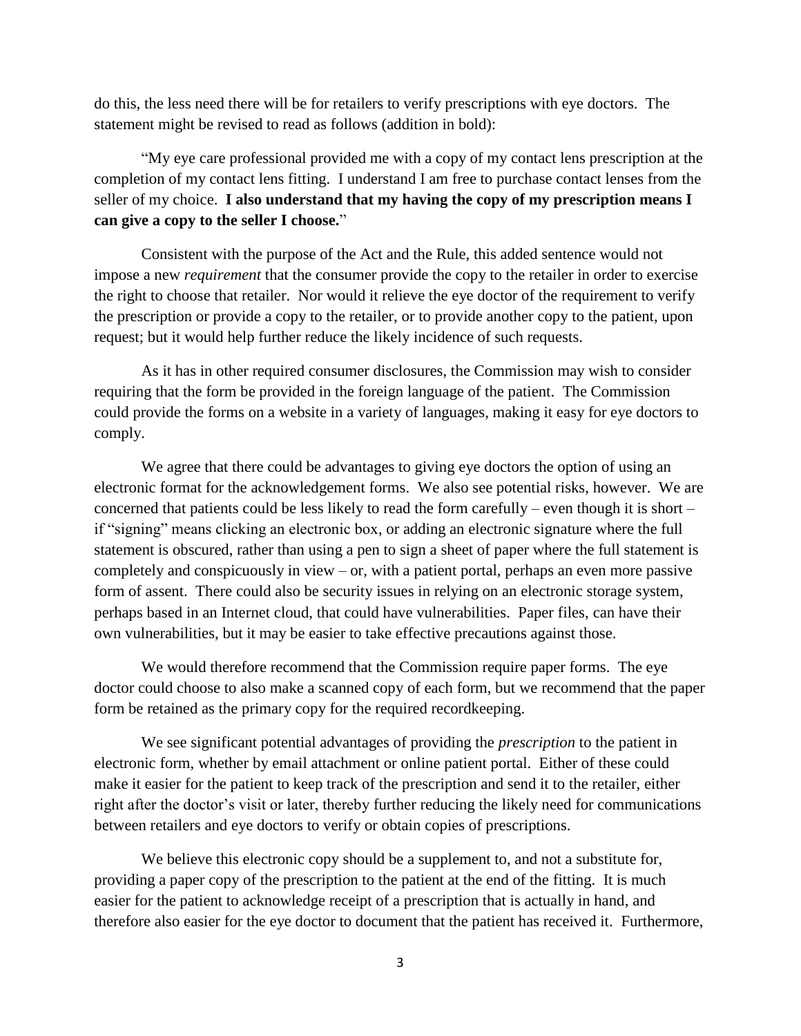do this, the less need there will be for retailers to verify prescriptions with eye doctors. The statement might be revised to read as follows (addition in bold):

> "My eye care professional provided me with a copy of my contact lens prescription at the completion of my contact lens fitting. I understand I am free to purchase contact lenses from the seller of my choice. **I also understand that my having the copy of my prescription means I can give a copy to the seller I choose.**"

Consistent with the purpose of the Act and the Rule, this added sentence would not impose a new *requirement* that the consumer provide the copy to the retailer in order to exercise the right to choose that retailer. Nor would it relieve the eye doctor of the requirement to verify the prescription or provide a copy to the retailer, or to provide another copy to the patient, upon request; but it would help further reduce the likely incidence of such requests.

As it has in other required consumer disclosures, the Commission may wish to consider requiring that the form be provided in the foreign language of the patient. The Commission could provide the forms on a website in a variety of languages, making it easy for eye doctors to comply.

We agree that there could be advantages to giving eye doctors the option of using an electronic format for the acknowledgement forms. We also see potential risks, however. We are concerned that patients could be less likely to read the form carefully – even though it is short – if "signing" means clicking an electronic box, or adding an electronic signature where the full statement is obscured, rather than using a pen to sign a sheet of paper where the full statement is completely and conspicuously in view – or, with a patient portal, perhaps an even more passive form of assent. There could also be security issues in relying on an electronic storage system, perhaps based in an Internet cloud, that could have vulnerabilities. Paper files, can have their own vulnerabilities, but it may be easier to take effective precautions against those.

We would therefore recommend that the Commission require paper forms. The eye doctor could choose to also make a scanned copy of each form, but we recommend that the paper form be retained as the primary copy for the required recordkeeping.

We see significant potential advantages of providing the *prescription* to the patient in electronic form, whether by email attachment or online patient portal. Either of these could make it easier for the patient to keep track of the prescription and send it to the retailer, either right after the doctor's visit or later, thereby further reducing the likely need for communications between retailers and eye doctors to verify or obtain copies of prescriptions.

We believe this electronic copy should be a supplement to, and not a substitute for, providing a paper copy of the prescription to the patient at the end of the fitting. It is much easier for the patient to acknowledge receipt of a prescription that is actually in hand, and therefore also easier for the eye doctor to document that the patient has received it. Furthermore,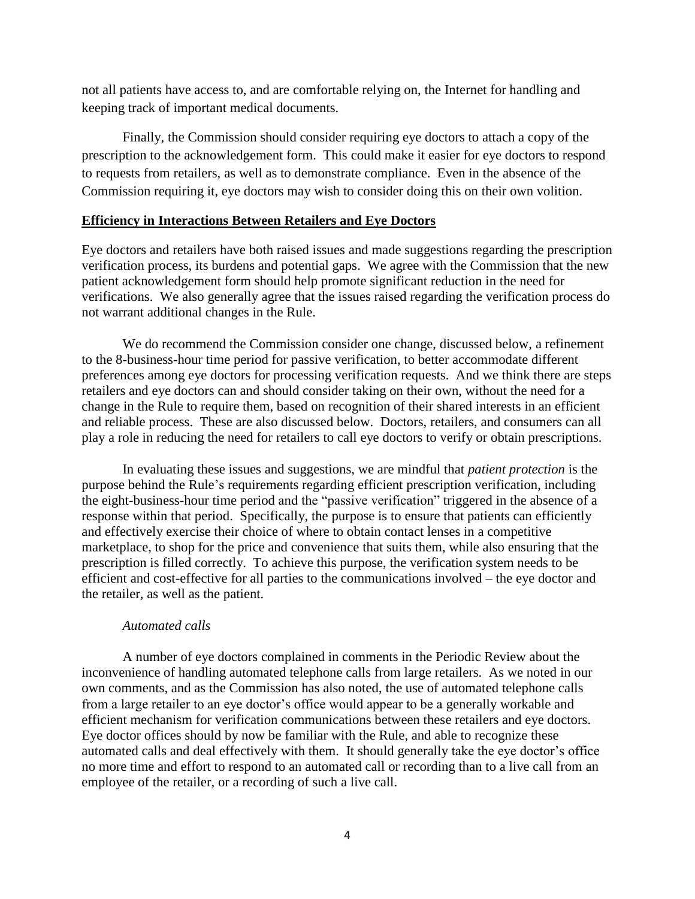not all patients have access to, and are comfortable relying on, the Internet for handling and keeping track of important medical documents.

Finally, the Commission should consider requiring eye doctors to attach a copy of the prescription to the acknowledgement form. This could make it easier for eye doctors to respond to requests from retailers, as well as to demonstrate compliance. Even in the absence of the Commission requiring it, eye doctors may wish to consider doing this on their own volition.

**Efficiency in Interactions Between Retailers and Eye Doctors**

Eye doctors and retailers have both raised issues and made suggestions regarding the prescription verification process, its burdens and potential gaps. We agree with the Commission that the new patient acknowledgement form should help promote significant reduction in the need for verifications. We also generally agree that the issues raised regarding the verification process do not warrant additional changes in the Rule.

We do recommend the Commission consider one change, discussed below, a refinement to the 8-business-hour time period for passive verification, to better accommodate different preferences among eye doctors for processing verification requests. And we think there are steps retailers and eye doctors can and should consider taking on their own, without the need for a change in the Rule to require them, based on recognition of their shared interests in an efficient and reliable process. These are also discussed below. Doctors, retailers, and consumers can all play a role in reducing the need for retailers to call eye doctors to verify or obtain prescriptions.

In evaluating these issues and suggestions, we are mindful that *patient protection* is the purpose behind the Rule's requirements regarding efficient prescription verification, including the eight-business-hour time period and the "passive verification" triggered in the absence of a response within that period. Specifically, the purpose is to ensure that patients can efficiently and effectively exercise their choice of where to obtain contact lenses in a competitive marketplace, to shop for the price and convenience that suits them, while also ensuring that the prescription is filled correctly. To achieve this purpose, the verification system needs to be efficient and cost-effective for all parties to the communications involved – the eye doctor and the retailer, as well as the patient.

*Automated calls*

A number of eye doctors complained in comments in the Periodic Review about the inconvenience of handling automated telephone calls from large retailers. As we noted in our own comments, and as the Commission has also noted, the use of automated telephone calls from a large retailer to an eye doctor's office would appear to be a generally workable and efficient mechanism for verification communications between these retailers and eye doctors. Eye doctor offices should by now be familiar with the Rule, and able to recognize these automated calls and deal effectively with them. It should generally take the eye doctor's office no more time and effort to respond to an automated call or recording than to a live call from an employee of the retailer, or a recording of such a live call.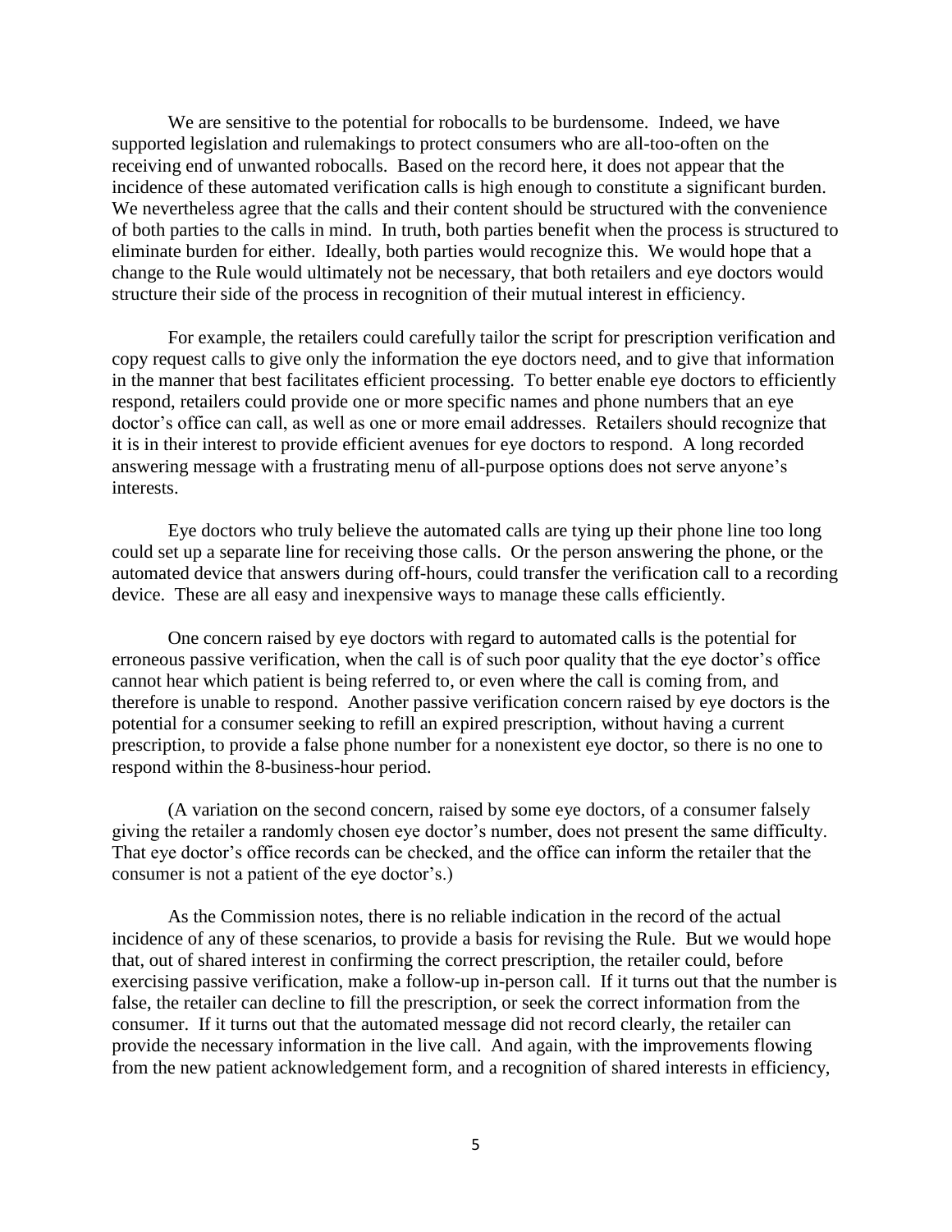We are sensitive to the potential for robocalls to be burdensome. Indeed, we have supported legislation and rulemakings to protect consumers who are all-too-often on the receiving end of unwanted robocalls. Based on the record here, it does not appear that the incidence of these automated verification calls is high enough to constitute a significant burden. We nevertheless agree that the calls and their content should be structured with the convenience of both parties to the calls in mind. In truth, both parties benefit when the process is structured to eliminate burden for either. Ideally, both parties would recognize this. We would hope that a change to the Rule would ultimately not be necessary, that both retailers and eye doctors would structure their side of the process in recognition of their mutual interest in efficiency.

For example, the retailers could carefully tailor the script for prescription verification and copy request calls to give only the information the eye doctors need, and to give that information in the manner that best facilitates efficient processing. To better enable eye doctors to efficiently respond, retailers could provide one or more specific names and phone numbers that an eye doctor's office can call, as well as one or more email addresses. Retailers should recognize that it is in their interest to provide efficient avenues for eye doctors to respond. A long recorded answering message with a frustrating menu of all-purpose options does not serve anyone's interests.

Eye doctors who truly believe the automated calls are tying up their phone line too long could set up a separate line for receiving those calls. Or the person answering the phone, or the automated device that answers during off-hours, could transfer the verification call to a recording device. These are all easy and inexpensive ways to manage these calls efficiently.

One concern raised by eye doctors with regard to automated calls is the potential for erroneous passive verification, when the call is of such poor quality that the eye doctor's office cannot hear which patient is being referred to, or even where the call is coming from, and therefore is unable to respond. Another passive verification concern raised by eye doctors is the potential for a consumer seeking to refill an expired prescription, without having a current prescription, to provide a false phone number for a nonexistent eye doctor, so there is no one to respond within the 8-business-hour period.

(A variation on the second concern, raised by some eye doctors, of a consumer falsely giving the retailer a randomly chosen eye doctor's number, does not present the same difficulty. That eye doctor's office records can be checked, and the office can inform the retailer that the consumer is not a patient of the eye doctor's.)

As the Commission notes, there is no reliable indication in the record of the actual incidence of any of these scenarios, to provide a basis for revising the Rule. But we would hope that, out of shared interest in confirming the correct prescription, the retailer could, before exercising passive verification, make a follow-up in-person call. If it turns out that the number is false, the retailer can decline to fill the prescription, or seek the correct information from the consumer. If it turns out that the automated message did not record clearly, the retailer can provide the necessary information in the live call. And again, with the improvements flowing from the new patient acknowledgement form, and a recognition of shared interests in efficiency,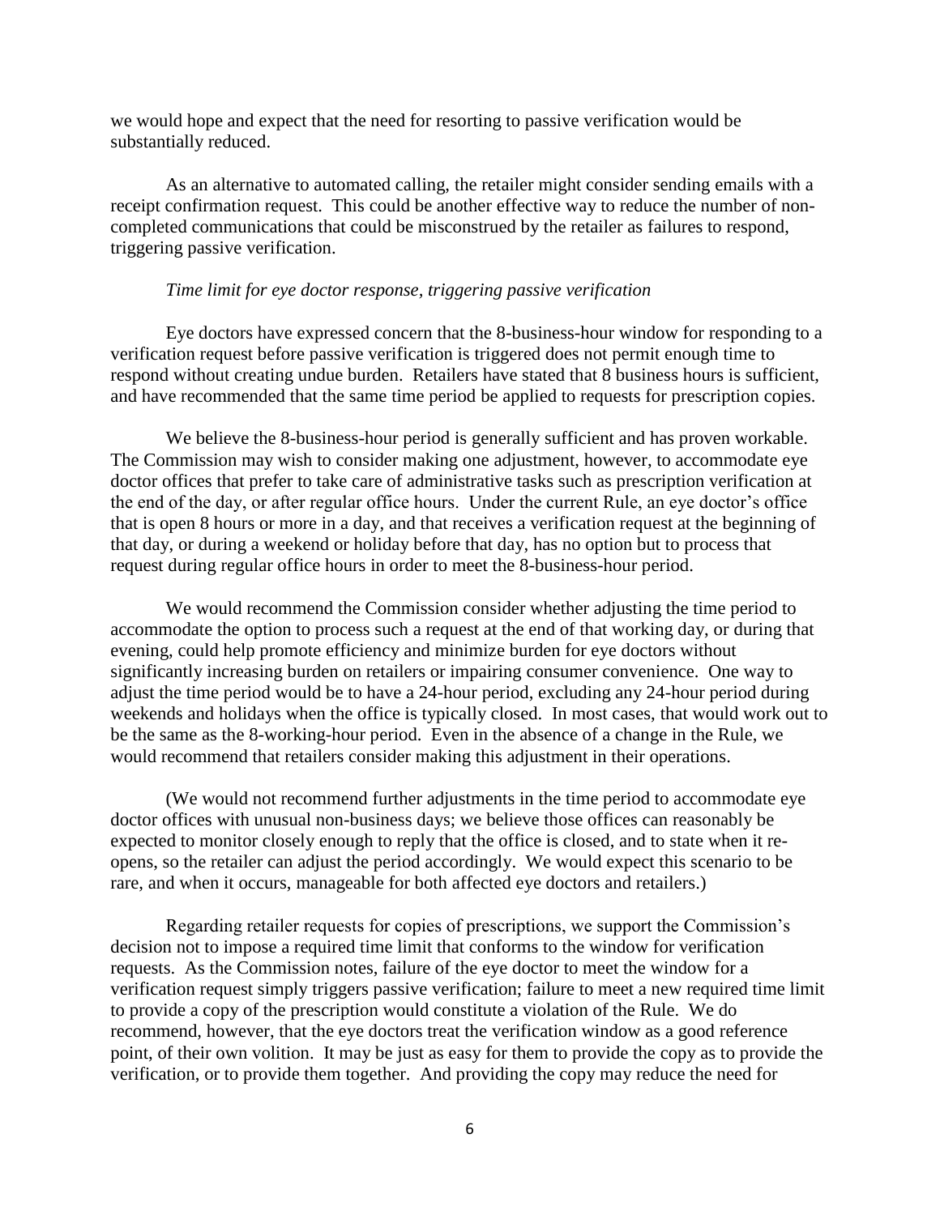we would hope and expect that the need for resorting to passive verification would be substantially reduced.

As an alternative to automated calling, the retailer might consider sending emails with a receipt confirmation request. This could be another effective way to reduce the number of non-completed communications that could be misconstrued by the retailer as failures to respond, triggering passive verification.

*Time limit for eye doctor response, triggering passive verification*

Eye doctors have expressed concern that the 8-business-hour window for responding to a verification request before passive verification is triggered does not permit enough time to respond without creating undue burden. Retailers have stated that 8 business hours is sufficient, and have recommended that the same time period be applied to requests for prescription copies.

We believe the 8-business-hour period is generally sufficient and has proven workable. The Commission may wish to consider making one adjustment, however, to accommodate eye doctor offices that prefer to take care of administrative tasks such as prescription verification at the end of the day, or after regular office hours. Under the current Rule, an eye doctor's office that is open 8 hours or more in a day, and that receives a verification request at the beginning of that day, or during a weekend or holiday before that day, has no option but to process that request during regular office hours in order to meet the 8-business-hour period.

We would recommend the Commission consider whether adjusting the time period to accommodate the option to process such a request at the end of that working day, or during that evening, could help promote efficiency and minimize burden for eye doctors without significantly increasing burden on retailers or impairing consumer convenience. One way to adjust the time period would be to have a 24-hour period, excluding any 24-hour period during weekends and holidays when the office is typically closed. In most cases, that would work out to be the same as the 8-working-hour period. Even in the absence of a change in the Rule, we would recommend that retailers consider making this adjustment in their operations.

(We would not recommend further adjustments in the time period to accommodate eye doctor offices with unusual non-business days; we believe those offices can reasonably be expected to monitor closely enough to reply that the office is closed, and to state when it re-opens, so the retailer can adjust the period accordingly. We would expect this scenario to be rare, and when it occurs, manageable for both affected eye doctors and retailers.)

Regarding retailer requests for copies of prescriptions, we support the Commission's decision not to impose a required time limit that conforms to the window for verification requests. As the Commission notes, failure of the eye doctor to meet the window for a verification request simply triggers passive verification; failure to meet a new required time limit to provide a copy of the prescription would constitute a violation of the Rule. We do recommend, however, that the eye doctors treat the verification window as a good reference point, of their own volition. It may be just as easy for them to provide the copy as to provide the verification, or to provide them together. And providing the copy may reduce the need for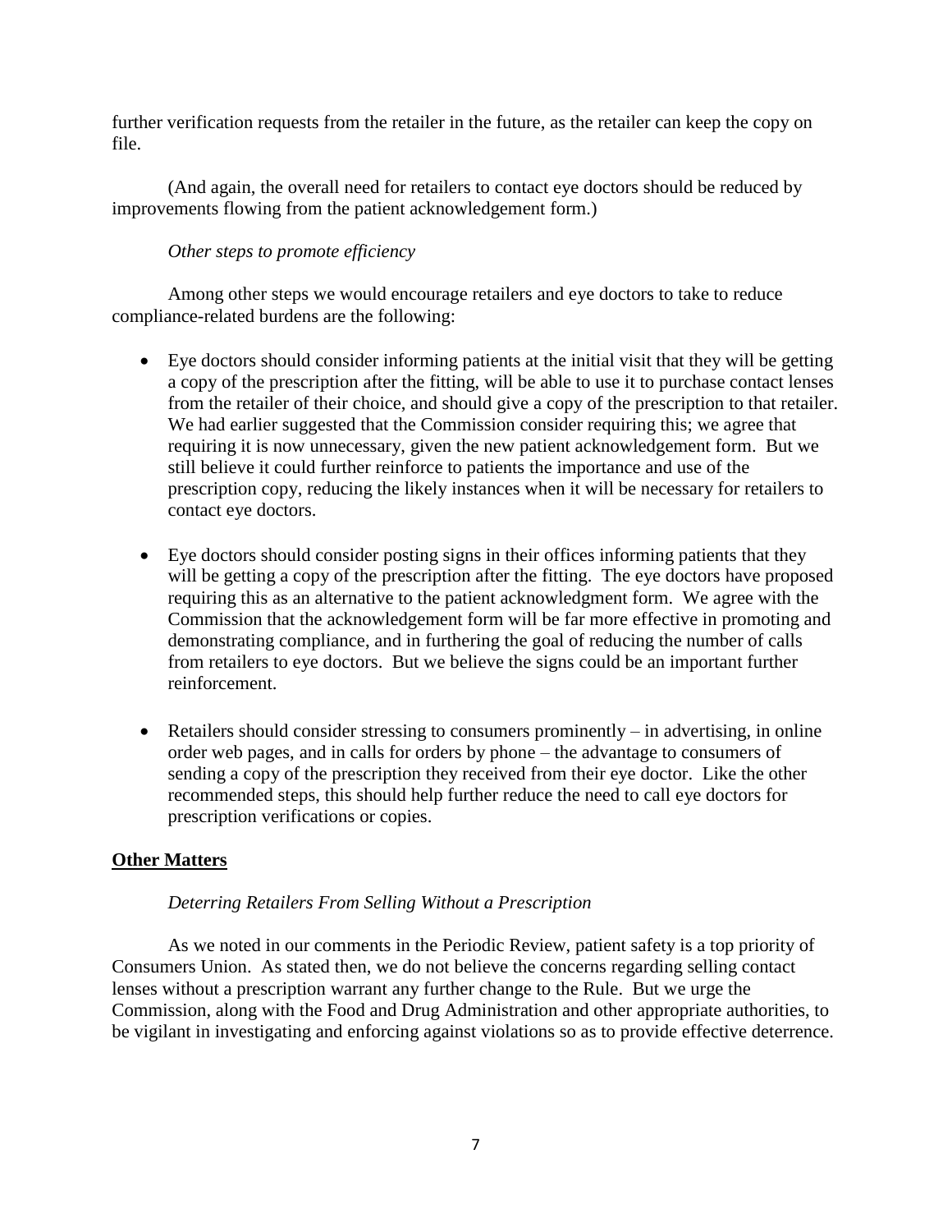further verification requests from the retailer in the future, as the retailer can keep the copy on file.

(And again, the overall need for retailers to contact eye doctors should be reduced by improvements flowing from the patient acknowledgement form.)

*Other steps to promote efficiency*

Among other steps we would encourage retailers and eye doctors to take to reduce compliance-related burdens are the following:

- Eye doctors should consider informing patients at the initial visit that they will be getting a copy of the prescription after the fitting, will be able to use it to purchase contact lenses from the retailer of their choice, and should give a copy of the prescription to that retailer. We had earlier suggested that the Commission consider requiring this; we agree that requiring it is now unnecessary, given the new patient acknowledgement form. But we still believe it could further reinforce to patients the importance and use of the prescription copy, reducing the likely instances when it will be necessary for retailers to contact eye doctors.
- Eye doctors should consider posting signs in their offices informing patients that they will be getting a copy of the prescription after the fitting. The eye doctors have proposed requiring this as an alternative to the patient acknowledgment form. We agree with the Commission that the acknowledgement form will be far more effective in promoting and demonstrating compliance, and in furthering the goal of reducing the number of calls from retailers to eye doctors. But we believe the signs could be an important further reinforcement.
- Retailers should consider stressing to consumers prominently – in advertising, in online order web pages, and in calls for orders by phone – the advantage to consumers of sending a copy of the prescription they received from their eye doctor. Like the other recommended steps, this should help further reduce the need to call eye doctors for prescription verifications or copies.

## Other Matters

*Deterring Retailers From Selling Without a Prescription*

As we noted in our comments in the Periodic Review, patient safety is a top priority of Consumers Union. As stated then, we do not believe the concerns regarding selling contact lenses without a prescription warrant any further change to the Rule. But we urge the Commission, along with the Food and Drug Administration and other appropriate authorities, to be vigilant in investigating and enforcing against violations so as to provide effective deterrence.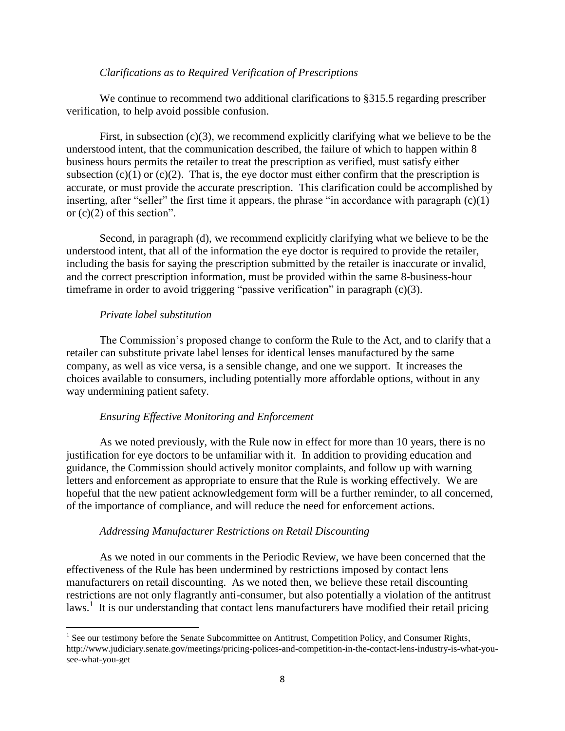*Clarifications as to Required Verification of Prescriptions*

We continue to recommend two additional clarifications to §315.5 regarding prescriber verification, to help avoid possible confusion.

First, in subsection (c)(3), we recommend explicitly clarifying what we believe to be the understood intent, that the communication described, the failure of which to happen within 8 business hours permits the retailer to treat the prescription as verified, must satisfy either subsection (c)(1) or (c)(2). That is, the eye doctor must either confirm that the prescription is accurate, or must provide the accurate prescription. This clarification could be accomplished by inserting, after "seller" the first time it appears, the phrase "in accordance with paragraph (c)(1) or (c)(2) of this section".

Second, in paragraph (d), we recommend explicitly clarifying what we believe to be the understood intent, that all of the information the eye doctor is required to provide the retailer, including the basis for saying the prescription submitted by the retailer is inaccurate or invalid, and the correct prescription information, must be provided within the same 8-business-hour timeframe in order to avoid triggering "passive verification" in paragraph (c)(3).

*Private label substitution*

The Commission's proposed change to conform the Rule to the Act, and to clarify that a retailer can substitute private label lenses for identical lenses manufactured by the same company, as well as vice versa, is a sensible change, and one we support. It increases the choices available to consumers, including potentially more affordable options, without in any way undermining patient safety.

*Ensuring Effective Monitoring and Enforcement*

As we noted previously, with the Rule now in effect for more than 10 years, there is no justification for eye doctors to be unfamiliar with it. In addition to providing education and guidance, the Commission should actively monitor complaints, and follow up with warning letters and enforcement as appropriate to ensure that the Rule is working effectively. We are hopeful that the new patient acknowledgement form will be a further reminder, to all concerned, of the importance of compliance, and will reduce the need for enforcement actions.

*Addressing Manufacturer Restrictions on Retail Discounting*

As we noted in our comments in the Periodic Review, we have been concerned that the effectiveness of the Rule has been undermined by restrictions imposed by contact lens manufacturers on retail discounting. As we noted then, we believe these retail discounting restrictions are not only flagrantly anti-consumer, but also potentially a violation of the antitrust laws.[1] It is our understanding that contact lens manufacturers have modified their retail pricing

[1] See our testimony before the Senate Subcommittee on Antitrust, Competition Policy, and Consumer Rights, http://www.judiciary.senate.gov/meetings/pricing-polices-and-competition-in-the-contact-lens-industry-is-what-you-see-what-you-get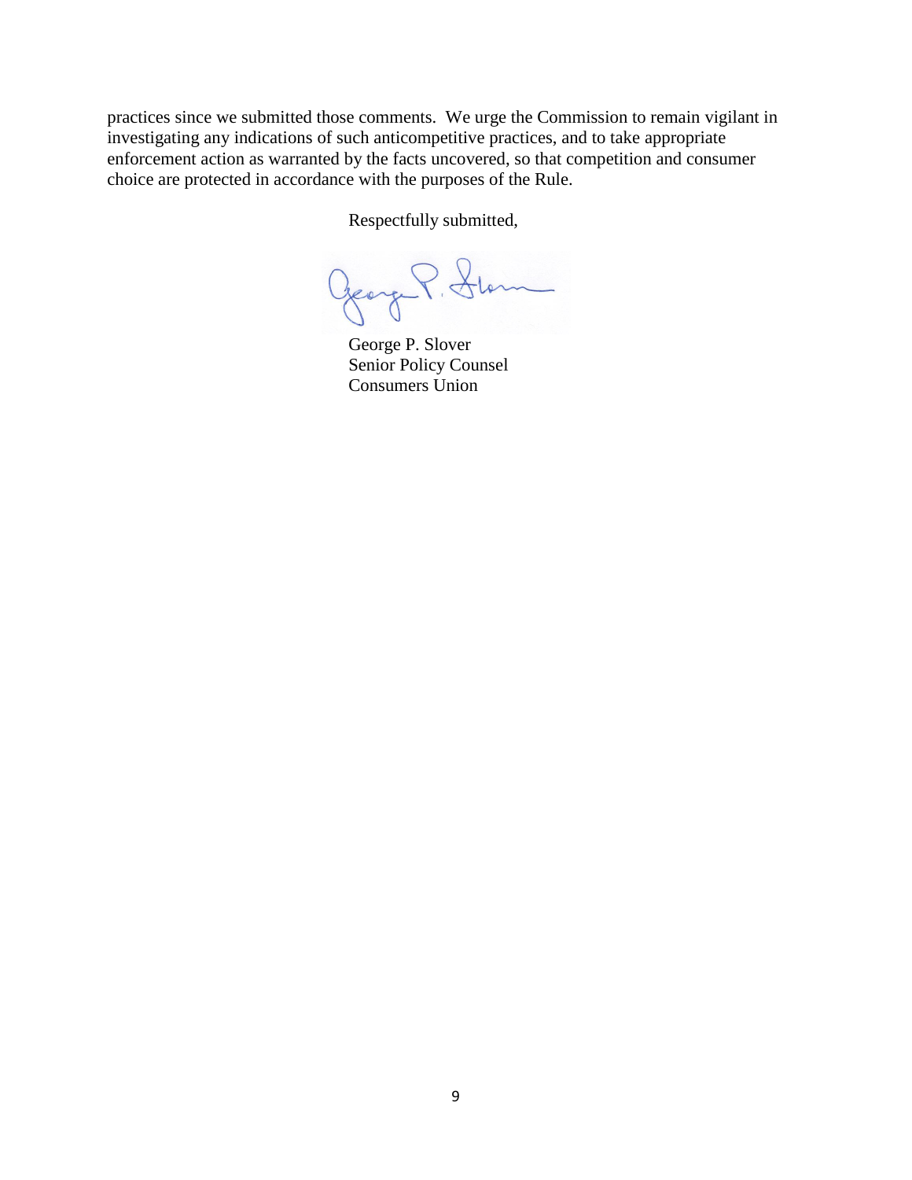practices since we submitted those comments. We urge the Commission to remain vigilant in investigating any indications of such anticompetitive practices, and to take appropriate enforcement action as warranted by the facts uncovered, so that competition and consumer choice are protected in accordance with the purposes of the Rule.

Respectfully submitted,

George P. Slover
Senior Policy Counsel
Consumers Union